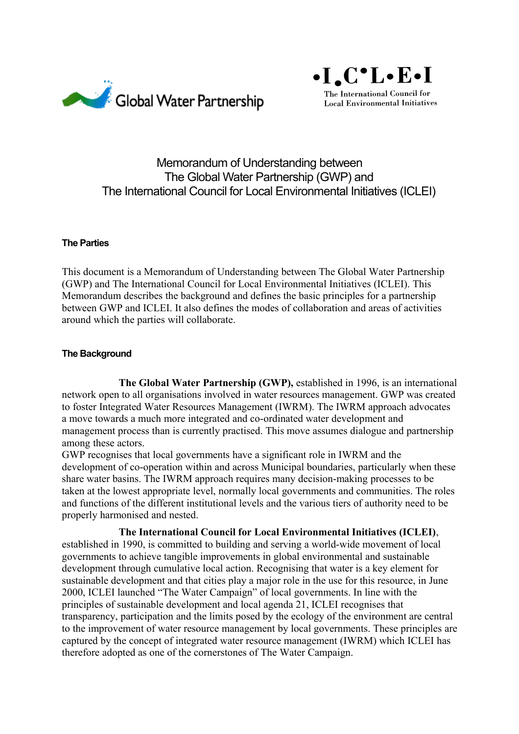Global Water Partnership

•I.C•L•E•I
The International Council for Local Environmental Initiatives

# Memorandum of Understanding between The Global Water Partnership (GWP) and The International Council for Local Environmental Initiatives (ICLEI)

## The Parties

This document is a Memorandum of Understanding between The Global Water Partnership (GWP) and The International Council for Local Environmental Initiatives (ICLEI). This Memorandum describes the background and defines the basic principles for a partnership between GWP and ICLEI. It also defines the modes of collaboration and areas of activities around which the parties will collaborate.

## The Background

**The Global Water Partnership (GWP),** established in 1996, is an international network open to all organisations involved in water resources management. GWP was created to foster Integrated Water Resources Management (IWRM). The IWRM approach advocates a move towards a much more integrated and co-ordinated water development and management process than is currently practised. This move assumes dialogue and partnership among these actors.

GWP recognises that local governments have a significant role in IWRM and the development of co-operation within and across Municipal boundaries, particularly when these share water basins. The IWRM approach requires many decision-making processes to be taken at the lowest appropriate level, normally local governments and communities. The roles and functions of the different institutional levels and the various tiers of authority need to be properly harmonised and nested.

**The International Council for Local Environmental Initiatives (ICLEI)**, established in 1990, is committed to building and serving a world-wide movement of local governments to achieve tangible improvements in global environmental and sustainable development through cumulative local action. Recognising that water is a key element for sustainable development and that cities play a major role in the use for this resource, in June 2000, ICLEI launched "The Water Campaign" of local governments. In line with the principles of sustainable development and local agenda 21, ICLEI recognises that transparency, participation and the limits posed by the ecology of the environment are central to the improvement of water resource management by local governments. These principles are captured by the concept of integrated water resource management (IWRM) which ICLEI has therefore adopted as one of the cornerstones of The Water Campaign.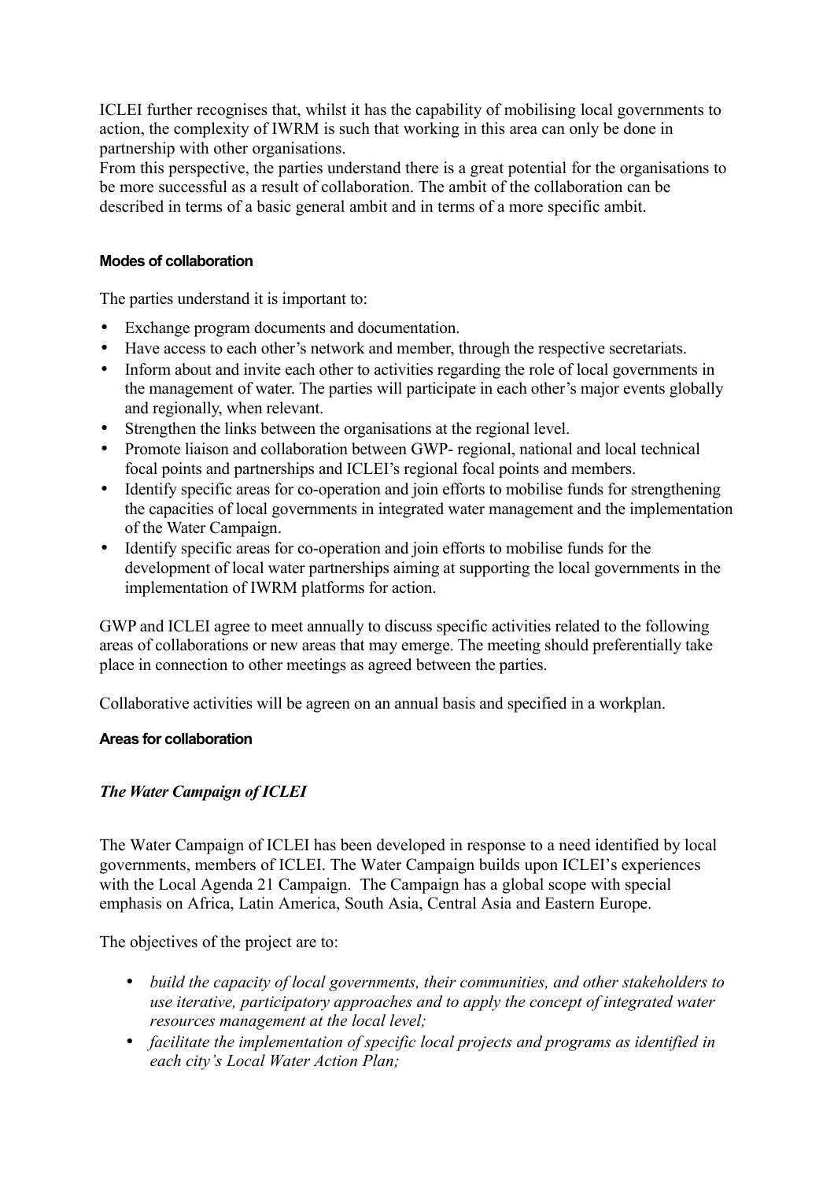ICLEI further recognises that, whilst it has the capability of mobilising local governments to action, the complexity of IWRM is such that working in this area can only be done in partnership with other organisations.
From this perspective, the parties understand there is a great potential for the organisations to be more successful as a result of collaboration. The ambit of the collaboration can be described in terms of a basic general ambit and in terms of a more specific ambit.

#### Modes of collaboration

The parties understand it is important to:

- Exchange program documents and documentation.
- Have access to each other's network and member, through the respective secretariats.
- Inform about and invite each other to activities regarding the role of local governments in the management of water. The parties will participate in each other's major events globally and regionally, when relevant.
- Strengthen the links between the organisations at the regional level.
- Promote liaison and collaboration between GWP- regional, national and local technical focal points and partnerships and ICLEI's regional focal points and members.
- Identify specific areas for co-operation and join efforts to mobilise funds for strengthening the capacities of local governments in integrated water management and the implementation of the Water Campaign.
- Identify specific areas for co-operation and join efforts to mobilise funds for the development of local water partnerships aiming at supporting the local governments in the implementation of IWRM platforms for action.

GWP and ICLEI agree to meet annually to discuss specific activities related to the following areas of collaborations or new areas that may emerge. The meeting should preferentially take place in connection to other meetings as agreed between the parties.

Collaborative activities will be agreen on an annual basis and specified in a workplan.

#### Areas for collaboration

##### *The Water Campaign of ICLEI*

The Water Campaign of ICLEI has been developed in response to a need identified by local governments, members of ICLEI. The Water Campaign builds upon ICLEI's experiences with the Local Agenda 21 Campaign. The Campaign has a global scope with special emphasis on Africa, Latin America, South Asia, Central Asia and Eastern Europe.

The objectives of the project are to:

- *build the capacity of local governments, their communities, and other stakeholders to use iterative, participatory approaches and to apply the concept of integrated water resources management at the local level;*
- *facilitate the implementation of specific local projects and programs as identified in each city's Local Water Action Plan;*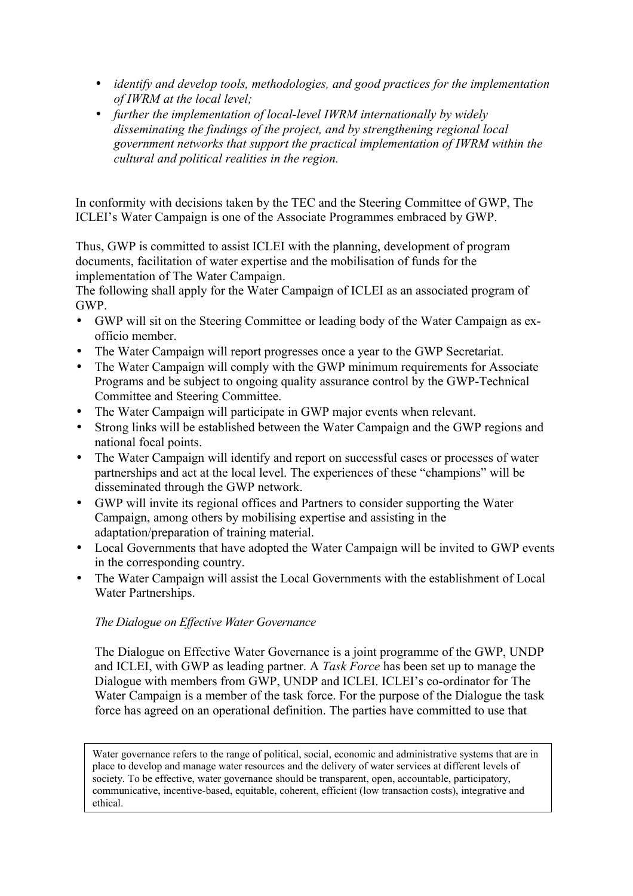- *identify and develop tools, methodologies, and good practices for the implementation of IWRM at the local level;*
- *further the implementation of local-level IWRM internationally by widely disseminating the findings of the project, and by strengthening regional local government networks that support the practical implementation of IWRM within the cultural and political realities in the region.*

In conformity with decisions taken by the TEC and the Steering Committee of GWP, The ICLEI's Water Campaign is one of the Associate Programmes embraced by GWP.

Thus, GWP is committed to assist ICLEI with the planning, development of program documents, facilitation of water expertise and the mobilisation of funds for the implementation of The Water Campaign.
The following shall apply for the Water Campaign of ICLEI as an associated program of GWP.

- GWP will sit on the Steering Committee or leading body of the Water Campaign as ex-officio member.
- The Water Campaign will report progresses once a year to the GWP Secretariat.
- The Water Campaign will comply with the GWP minimum requirements for Associate Programs and be subject to ongoing quality assurance control by the GWP-Technical Committee and Steering Committee.
- The Water Campaign will participate in GWP major events when relevant.
- Strong links will be established between the Water Campaign and the GWP regions and national focal points.
- The Water Campaign will identify and report on successful cases or processes of water partnerships and act at the local level. The experiences of these "champions" will be disseminated through the GWP network.
- GWP will invite its regional offices and Partners to consider supporting the Water Campaign, among others by mobilising expertise and assisting in the adaptation/preparation of training material.
- Local Governments that have adopted the Water Campaign will be invited to GWP events in the corresponding country.
- The Water Campaign will assist the Local Governments with the establishment of Local Water Partnerships.

*The Dialogue on Effective Water Governance*

The Dialogue on Effective Water Governance is a joint programme of the GWP, UNDP and ICLEI, with GWP as leading partner. A *Task Force* has been set up to manage the Dialogue with members from GWP, UNDP and ICLEI. ICLEI's co-ordinator for The Water Campaign is a member of the task force. For the purpose of the Dialogue the task force has agreed on an operational definition. The parties have committed to use that

> Water governance refers to the range of political, social, economic and administrative systems that are in place to develop and manage water resources and the delivery of water services at different levels of society. To be effective, water governance should be transparent, open, accountable, participatory, communicative, incentive-based, equitable, coherent, efficient (low transaction costs), integrative and ethical.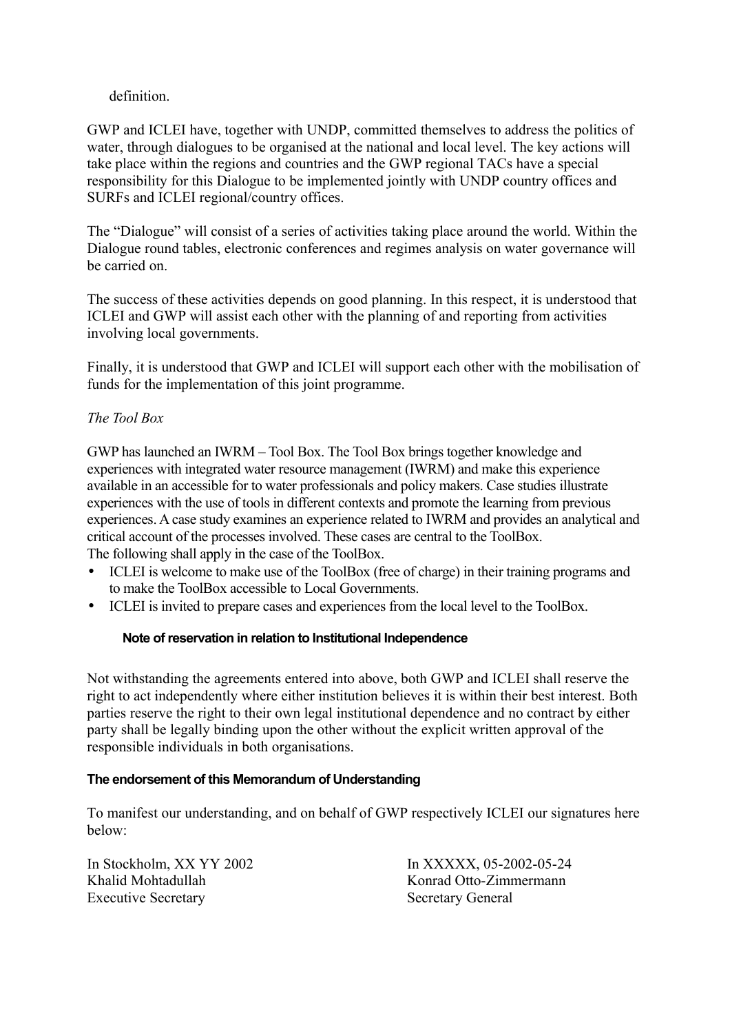definition.

GWP and ICLEI have, together with UNDP, committed themselves to address the politics of water, through dialogues to be organised at the national and local level. The key actions will take place within the regions and countries and the GWP regional TACs have a special responsibility for this Dialogue to be implemented jointly with UNDP country offices and SURFs and ICLEI regional/country offices.

The "Dialogue" will consist of a series of activities taking place around the world. Within the Dialogue round tables, electronic conferences and regimes analysis on water governance will be carried on.

The success of these activities depends on good planning. In this respect, it is understood that ICLEI and GWP will assist each other with the planning of and reporting from activities involving local governments.

Finally, it is understood that GWP and ICLEI will support each other with the mobilisation of funds for the implementation of this joint programme.

*The Tool Box*

GWP has launched an IWRM – Tool Box. The Tool Box brings together knowledge and experiences with integrated water resource management (IWRM) and make this experience available in an accessible for to water professionals and policy makers. Case studies illustrate experiences with the use of tools in different contexts and promote the learning from previous experiences. A case study examines an experience related to IWRM and provides an analytical and critical account of the processes involved. These cases are central to the ToolBox.
The following shall apply in the case of the ToolBox.

- ICLEI is welcome to make use of the ToolBox (free of charge) in their training programs and to make the ToolBox accessible to Local Governments.
- ICLEI is invited to prepare cases and experiences from the local level to the ToolBox.

**Note of reservation in relation to Institutional Independence**

Not withstanding the agreements entered into above, both GWP and ICLEI shall reserve the right to act independently where either institution believes it is within their best interest. Both parties reserve the right to their own legal institutional dependence and no contract by either party shall be legally binding upon the other without the explicit written approval of the responsible individuals in both organisations.

**The endorsement of this Memorandum of Understanding**

To manifest our understanding, and on behalf of GWP respectively ICLEI our signatures here below:

In Stockholm, XX YY 2002
Khalid Mohtadullah
Executive Secretary

In XXXXX, 05-2002-05-24
Konrad Otto-Zimmermann
Secretary General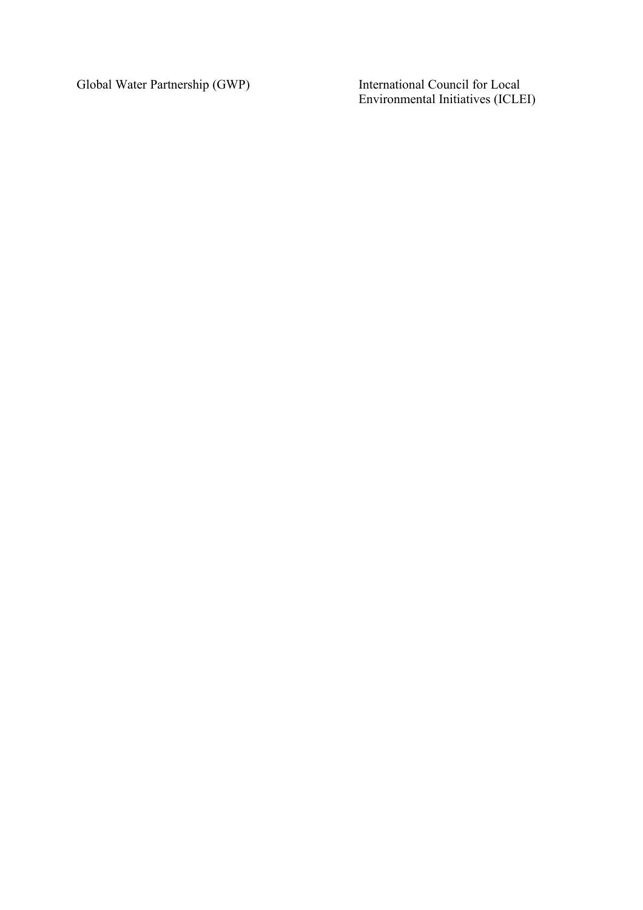Global Water Partnership (GWP)

International Council for Local Environmental Initiatives (ICLEI)